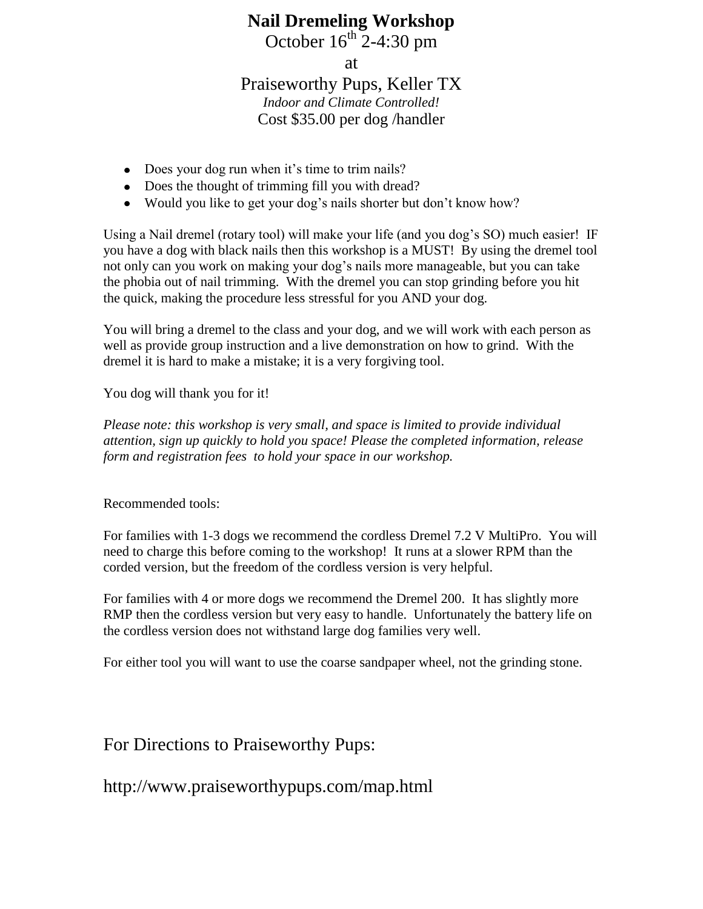# Nail Dremeling Workshop

October 16th 2-4:30 pm

at

Praiseworthy Pups, Keller TX

*Indoor and Climate Controlled!*

Cost $35.00 per dog /handler

- Does your dog run when it's time to trim nails?
- Does the thought of trimming fill you with dread?
- Would you like to get your dog's nails shorter but don't know how?

Using a Nail dremel (rotary tool) will make your life (and you dog's SO) much easier! IF you have a dog with black nails then this workshop is a MUST! By using the dremel tool not only can you work on making your dog's nails more manageable, but you can take the phobia out of nail trimming. With the dremel you can stop grinding before you hit the quick, making the procedure less stressful for you AND your dog.

You will bring a dremel to the class and your dog, and we will work with each person as well as provide group instruction and a live demonstration on how to grind. With the dremel it is hard to make a mistake; it is a very forgiving tool.

You dog will thank you for it!

*Please note: this workshop is very small, and space is limited to provide individual attention, sign up quickly to hold you space! Please the completed information, release form and registration fees to hold your space in our workshop.*

Recommended tools:

For families with 1-3 dogs we recommend the cordless Dremel 7.2 V MultiPro. You will need to charge this before coming to the workshop! It runs at a slower RPM than the corded version, but the freedom of the cordless version is very helpful.

For families with 4 or more dogs we recommend the Dremel 200. It has slightly more RMP then the cordless version but very easy to handle. Unfortunately the battery life on the cordless version does not withstand large dog families very well.

For either tool you will want to use the coarse sandpaper wheel, not the grinding stone.

For Directions to Praiseworthy Pups:

http://www.praiseworthypups.com/map.html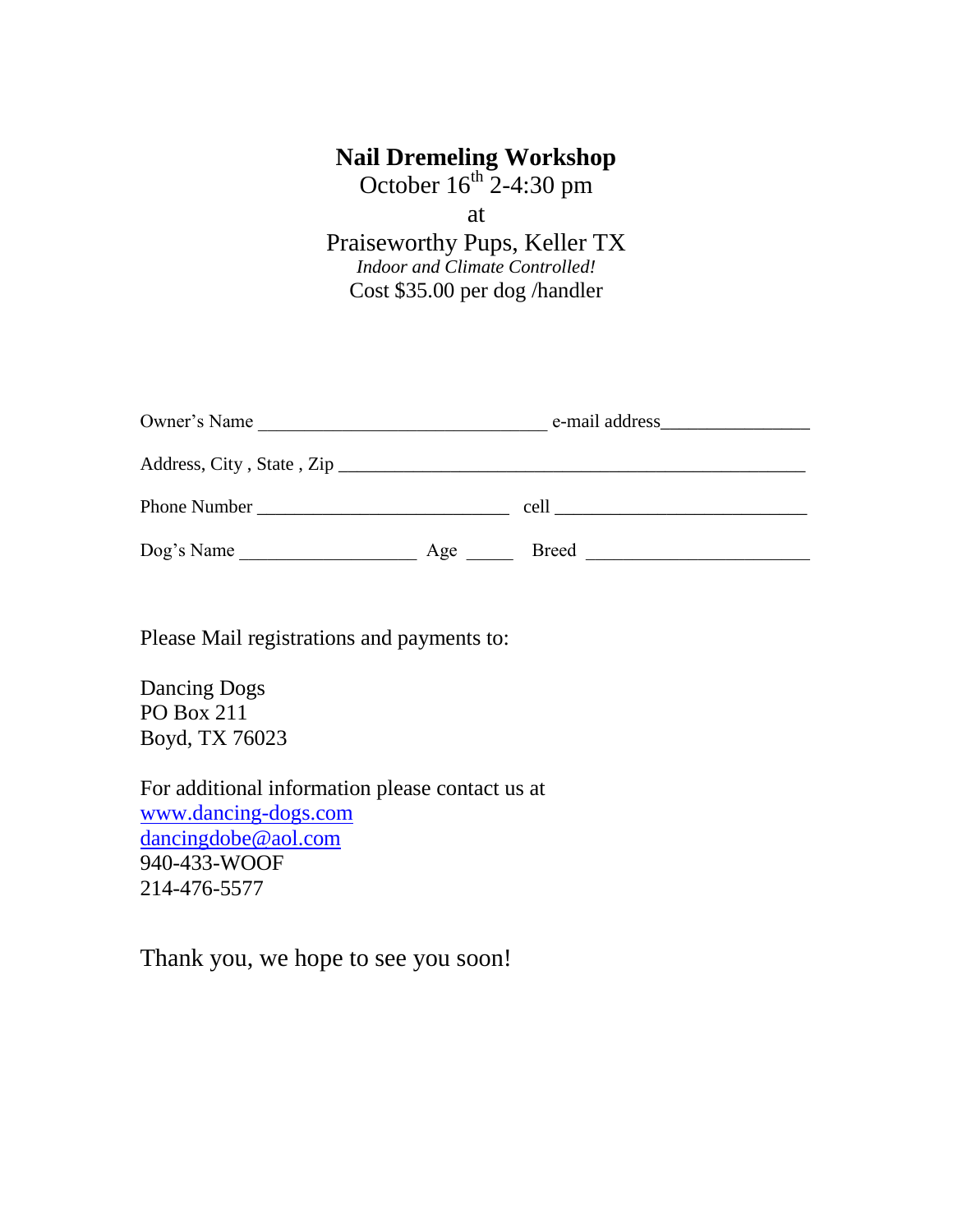# Nail Dremeling Workshop

October 16th 2-4:30 pm

at

Praiseworthy Pups, Keller TX

*Indoor and Climate Controlled!*

Cost $35.00 per dog /handler

Owner's Name ______________________________ e-mail address_______________

Address, City , State , Zip __________________________________________________

Phone Number __________________________ cell __________________________

Dog's Name __________________ Age _____ Breed ______________________

Please Mail registrations and payments to:

Dancing Dogs
PO Box 211
Boyd, TX 76023

For additional information please contact us at
www.dancing-dogs.com
dancingdobe@aol.com
940-433-WOOF
214-476-5577

Thank you, we hope to see you soon!